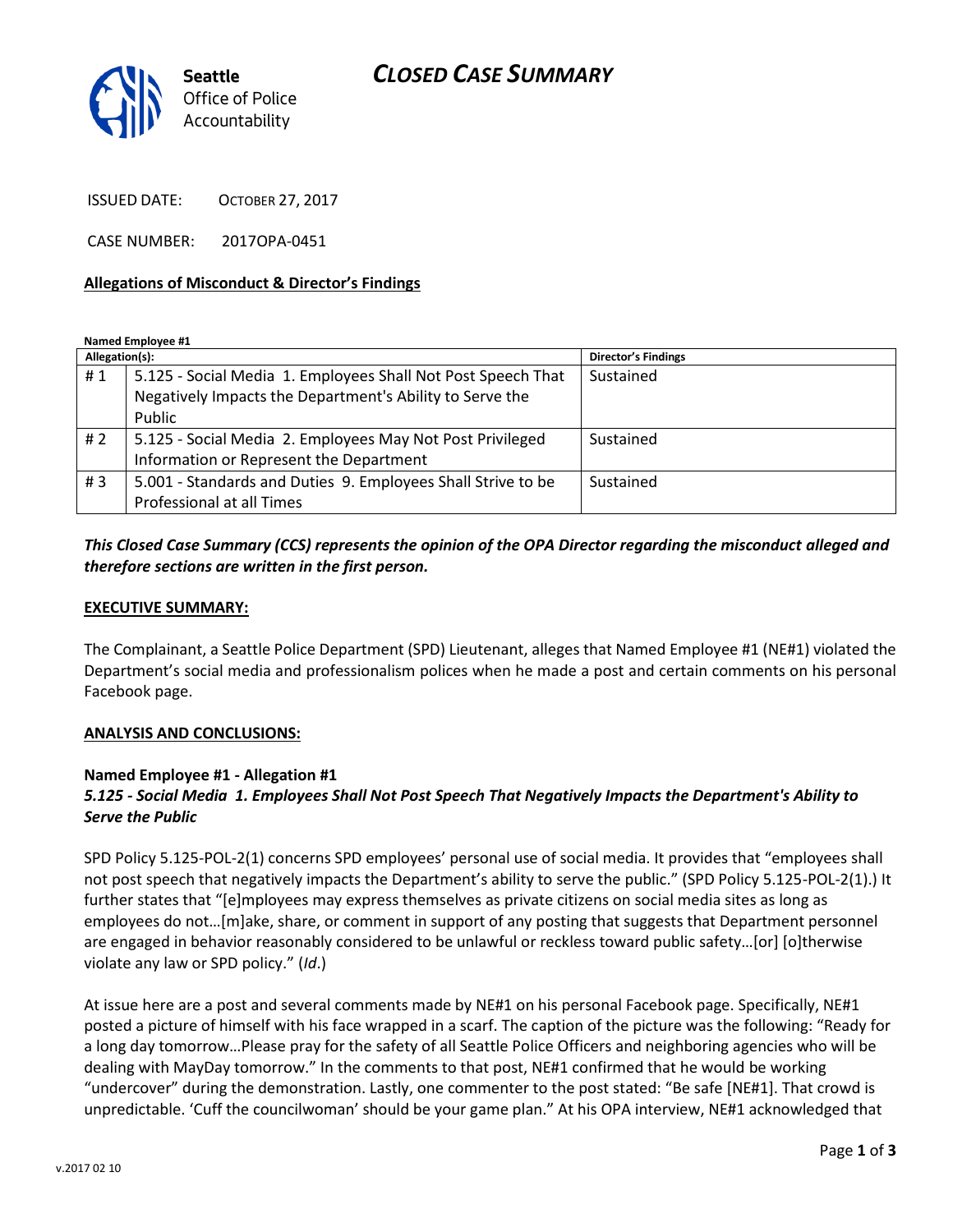# CLOSED CASE SUMMARY

Seattle Office of Police Accountability

ISSUED DATE: OCTOBER 27, 2017

CASE NUMBER: 2017OPA-0451

**Allegations of Misconduct & Director's Findings**

**Named Employee #1**

| Allegation(s): | | Director's Findings |
|---|---|---|
| # 1 | 5.125 - Social Media 1. Employees Shall Not Post Speech That Negatively Impacts the Department's Ability to Serve the Public | Sustained |
| # 2 | 5.125 - Social Media 2. Employees May Not Post Privileged Information or Represent the Department | Sustained |
| # 3 | 5.001 - Standards and Duties 9. Employees Shall Strive to be Professional at all Times | Sustained |

***This Closed Case Summary (CCS) represents the opinion of the OPA Director regarding the misconduct alleged and therefore sections are written in the first person.***

**EXECUTIVE SUMMARY:**

The Complainant, a Seattle Police Department (SPD) Lieutenant, alleges that Named Employee #1 (NE#1) violated the Department's social media and professionalism polices when he made a post and certain comments on his personal Facebook page.

**ANALYSIS AND CONCLUSIONS:**

**Named Employee #1 - Allegation #1**
***5.125 - Social Media 1. Employees Shall Not Post Speech That Negatively Impacts the Department's Ability to Serve the Public***

SPD Policy 5.125-POL-2(1) concerns SPD employees' personal use of social media. It provides that "employees shall not post speech that negatively impacts the Department's ability to serve the public." (SPD Policy 5.125-POL-2(1).) It further states that "[e]mployees may express themselves as private citizens on social media sites as long as employees do not…[m]ake, share, or comment in support of any posting that suggests that Department personnel are engaged in behavior reasonably considered to be unlawful or reckless toward public safety…[or] [o]therwise violate any law or SPD policy." (*Id*.)

At issue here are a post and several comments made by NE#1 on his personal Facebook page. Specifically, NE#1 posted a picture of himself with his face wrapped in a scarf. The caption of the picture was the following: "Ready for a long day tomorrow…Please pray for the safety of all Seattle Police Officers and neighboring agencies who will be dealing with MayDay tomorrow." In the comments to that post, NE#1 confirmed that he would be working "undercover" during the demonstration. Lastly, one commenter to the post stated: "Be safe [NE#1]. That crowd is unpredictable. 'Cuff the councilwoman' should be your game plan." At his OPA interview, NE#1 acknowledged that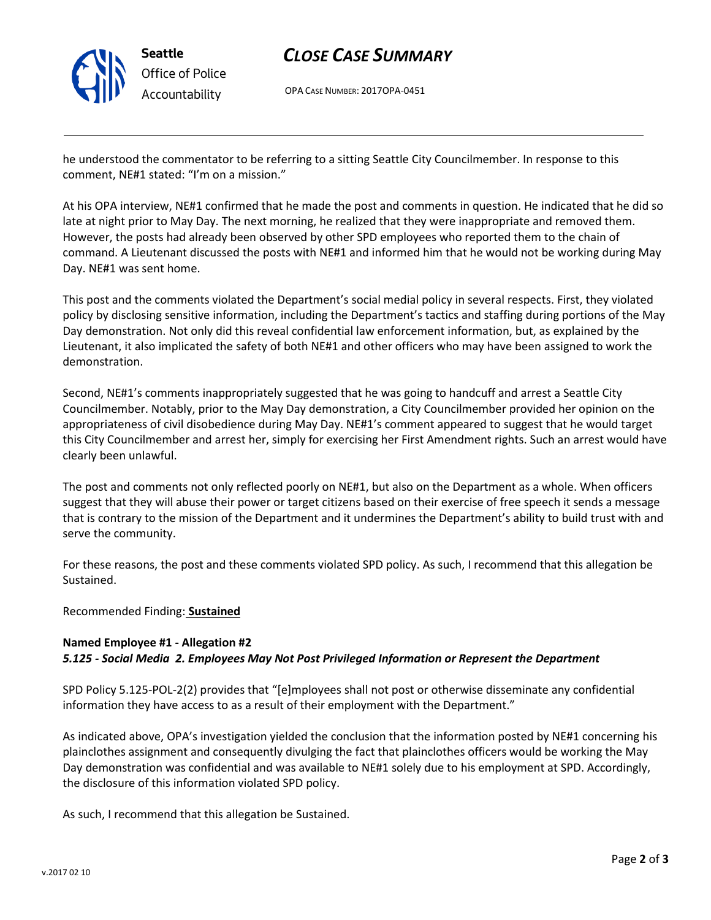he understood the commentator to be referring to a sitting Seattle City Councilmember. In response to this comment, NE#1 stated: "I'm on a mission."

At his OPA interview, NE#1 confirmed that he made the post and comments in question. He indicated that he did so late at night prior to May Day. The next morning, he realized that they were inappropriate and removed them. However, the posts had already been observed by other SPD employees who reported them to the chain of command. A Lieutenant discussed the posts with NE#1 and informed him that he would not be working during May Day. NE#1 was sent home.

This post and the comments violated the Department's social medial policy in several respects. First, they violated policy by disclosing sensitive information, including the Department's tactics and staffing during portions of the May Day demonstration. Not only did this reveal confidential law enforcement information, but, as explained by the Lieutenant, it also implicated the safety of both NE#1 and other officers who may have been assigned to work the demonstration.

Second, NE#1's comments inappropriately suggested that he was going to handcuff and arrest a Seattle City Councilmember. Notably, prior to the May Day demonstration, a City Councilmember provided her opinion on the appropriateness of civil disobedience during May Day. NE#1's comment appeared to suggest that he would target this City Councilmember and arrest her, simply for exercising her First Amendment rights. Such an arrest would have clearly been unlawful.

The post and comments not only reflected poorly on NE#1, but also on the Department as a whole. When officers suggest that they will abuse their power or target citizens based on their exercise of free speech it sends a message that is contrary to the mission of the Department and it undermines the Department's ability to build trust with and serve the community.

For these reasons, the post and these comments violated SPD policy. As such, I recommend that this allegation be Sustained.

Recommended Finding: **Sustained**

**Named Employee #1 - Allegation #2**
***5.125 - Social Media 2. Employees May Not Post Privileged Information or Represent the Department***

SPD Policy 5.125-POL-2(2) provides that "[e]mployees shall not post or otherwise disseminate any confidential information they have access to as a result of their employment with the Department."

As indicated above, OPA's investigation yielded the conclusion that the information posted by NE#1 concerning his plainclothes assignment and consequently divulging the fact that plainclothes officers would be working the May Day demonstration was confidential and was available to NE#1 solely due to his employment at SPD. Accordingly, the disclosure of this information violated SPD policy.

As such, I recommend that this allegation be Sustained.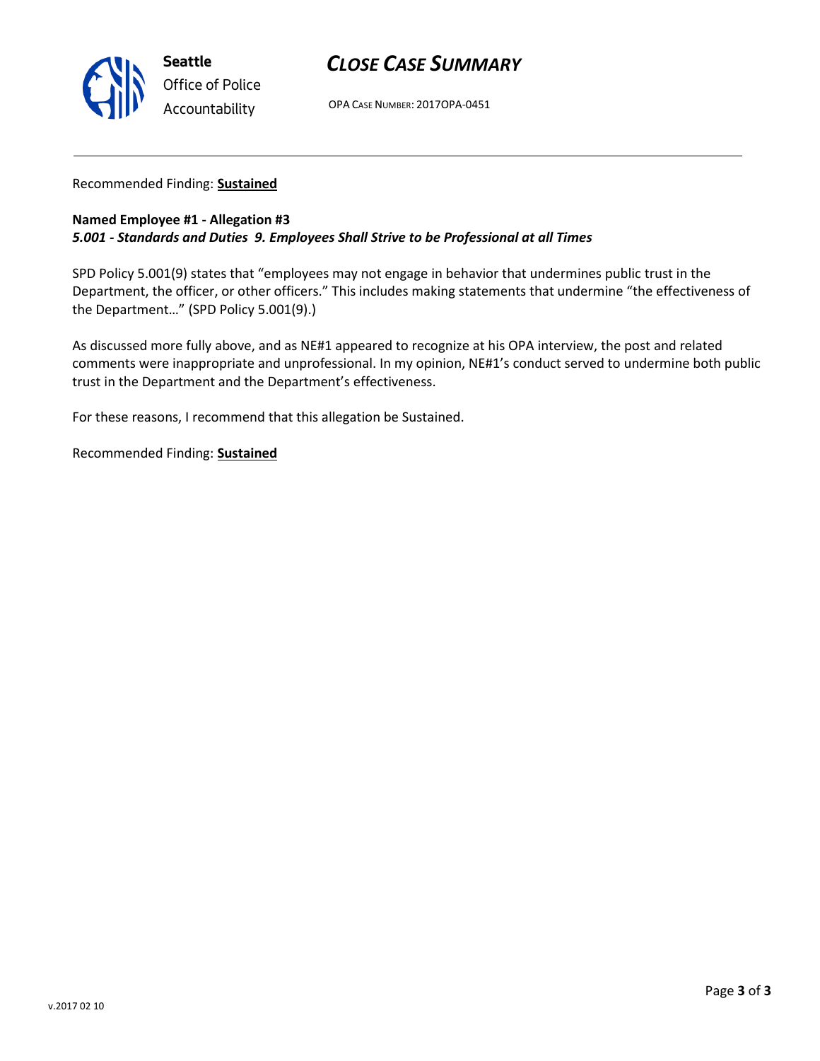Recommended Finding: **Sustained**

**Named Employee #1 - Allegation #3**
***5.001 - Standards and Duties 9. Employees Shall Strive to be Professional at all Times***

SPD Policy 5.001(9) states that "employees may not engage in behavior that undermines public trust in the Department, the officer, or other officers." This includes making statements that undermine "the effectiveness of the Department…" (SPD Policy 5.001(9).)

As discussed more fully above, and as NE#1 appeared to recognize at his OPA interview, the post and related comments were inappropriate and unprofessional. In my opinion, NE#1's conduct served to undermine both public trust in the Department and the Department's effectiveness.

For these reasons, I recommend that this allegation be Sustained.

Recommended Finding: **Sustained**